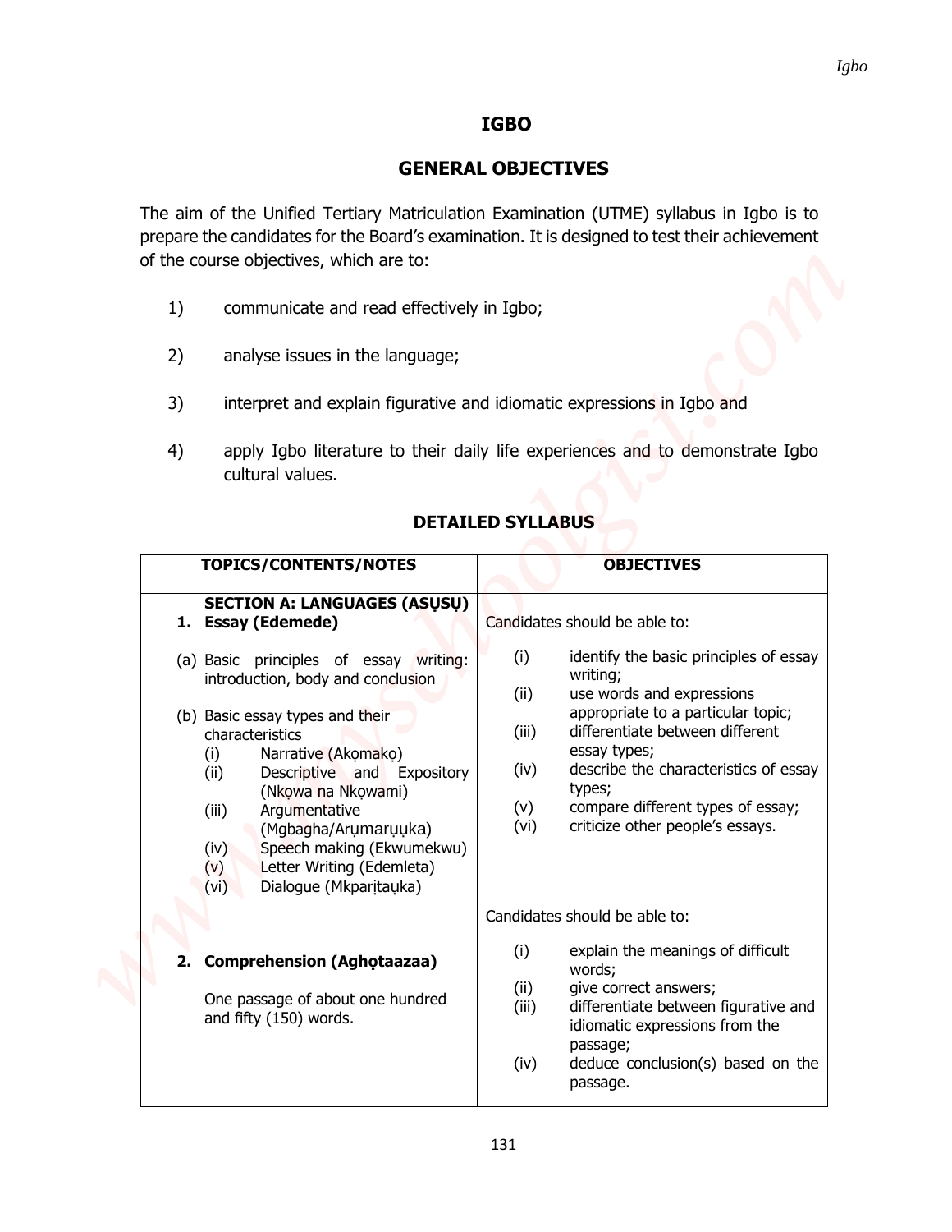# IGBO

## GENERAL OBJECTIVES

The aim of the Unified Tertiary Matriculation Examination (UTME) syllabus in Igbo is to prepare the candidates for the Board's examination. It is designed to test their achievement of the course objectives, which are to:

1) communicate and read effectively in Igbo;

2) analyse issues in the language;

3) interpret and explain figurative and idiomatic expressions in Igbo and

4) apply Igbo literature to their daily life experiences and to demonstrate Igbo cultural values.

## DETAILED SYLLABUS

| TOPICS/CONTENTS/NOTES | OBJECTIVES |
|---|---|
| **SECTION A: LANGUAGES (ASỤSỤ)**<br>**1. Essay (Edemede)**<br><br>(a) Basic principles of essay writing: introduction, body and conclusion<br><br>(b) Basic essay types and their characteristics<br>(i) Narrative (Akọmakọ)<br>(ii) Descriptive and Expository (Nkọwa na Nkọwami)<br>(iii) Argumentative (Mgbagha/Arụmarụụka)<br>(iv) Speech making (Ekwumekwu)<br>(v) Letter Writing (Edemleta)<br>(vi) Dialogue (Mkparịtaụka) | Candidates should be able to:<br><br>(i) identify the basic principles of essay writing;<br>(ii) use words and expressions appropriate to a particular topic;<br>(iii) differentiate between different essay types;<br>(iv) describe the characteristics of essay types;<br>(v) compare different types of essay;<br>(vi) criticize other people's essays. |
| **2. Comprehension (Aghọtaazaa)**<br><br>One passage of about one hundred and fifty (150) words. | Candidates should be able to:<br><br>(i) explain the meanings of difficult words;<br>(ii) give correct answers;<br>(iii) differentiate between figurative and idiomatic expressions from the passage;<br>(iv) deduce conclusion(s) based on the passage. |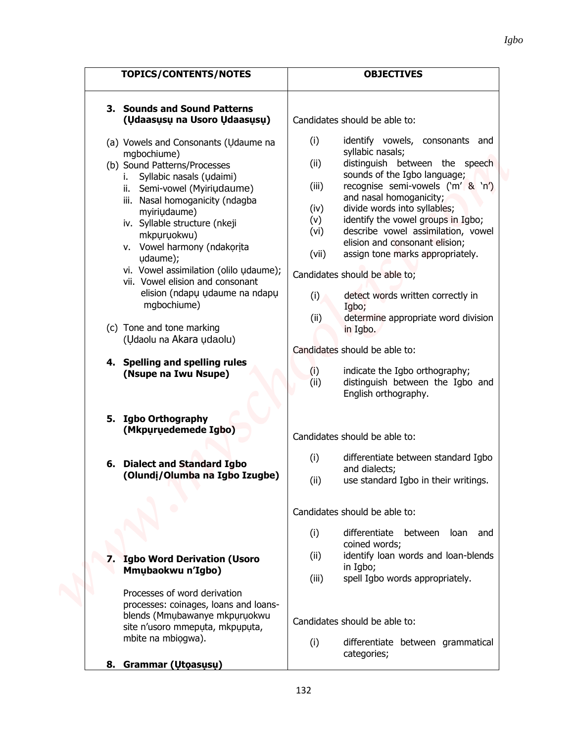| TOPICS/CONTENTS/NOTES | OBJECTIVES |
|---|---|
| **3. Sounds and Sound Patterns (Ụdaasụsụ na Usoro Ụdaasụsụ)**<br><br>(a) Vowels and Consonants (Ụdaume na mgbochiume)<br>(b) Sound Patterns/Processes<br>i. Syllabic nasals (ụdaimi)<br>ii. Semi-vowel (Myiriụdaume)<br>iii. Nasal homoganicity (ndagba myiriụdaume)<br>iv. Syllable structure (nkeji mkpụrụokwu)<br>v. Vowel harmony (ndakọrịta ụdaume);<br>vi. Vowel assimilation (olilo ụdaume);<br>vii. Vowel elision and consonant elision (ndapụ ụdaume na ndapụ mgbochiume)<br><br>(c) Tone and tone marking (Ụdaolu na Akara ụdaolu) | Candidates should be able to:<br><br>(i) identify vowels, consonants and syllabic nasals;<br>(ii) distinguish between the speech sounds of the Igbo language;<br>(iii) recognise semi-vowels ('m' & 'n') and nasal homoganicity;<br>(iv) divide words into syllables;<br>(v) identify the vowel groups in Igbo;<br>(vi) describe vowel assimilation, vowel elision and consonant elision;<br>(vii) assign tone marks appropriately. |
| **4. Spelling and spelling rules (Nsupe na Iwu Nsupe)** | Candidates should be able to;<br><br>(i) detect words written correctly in Igbo;<br>(ii) determine appropriate word division in Igbo. |
| **5. Igbo Orthography (Mkpụrụedemede Igbo)** | Candidates should be able to:<br><br>(i) indicate the Igbo orthography;<br>(ii) distinguish between the Igbo and English orthography. |
| **6. Dialect and Standard Igbo (Olundị/Olumba na Igbo Izugbe)** | Candidates should be able to:<br><br>(i) differentiate between standard Igbo and dialects;<br>(ii) use standard Igbo in their writings. |
| **7. Igbo Word Derivation (Usoro Mmụbaokwu n'Igbo)**<br><br>Processes of word derivation processes: coinages, loans and loans-blends (Mmụbawanye mkpụrụokwu site n'usoro mmepụta, mkpụpụta, mbite na mbiọgwa). | Candidates should be able to:<br><br>(i) differentiate between loan and coined words;<br>(ii) identify loan words and loan-blends in Igbo;<br>(iii) spell Igbo words appropriately. |
| **8. Grammar (Ụtọasụsụ)** | Candidates should be able to:<br><br>(i) differentiate between grammatical categories; |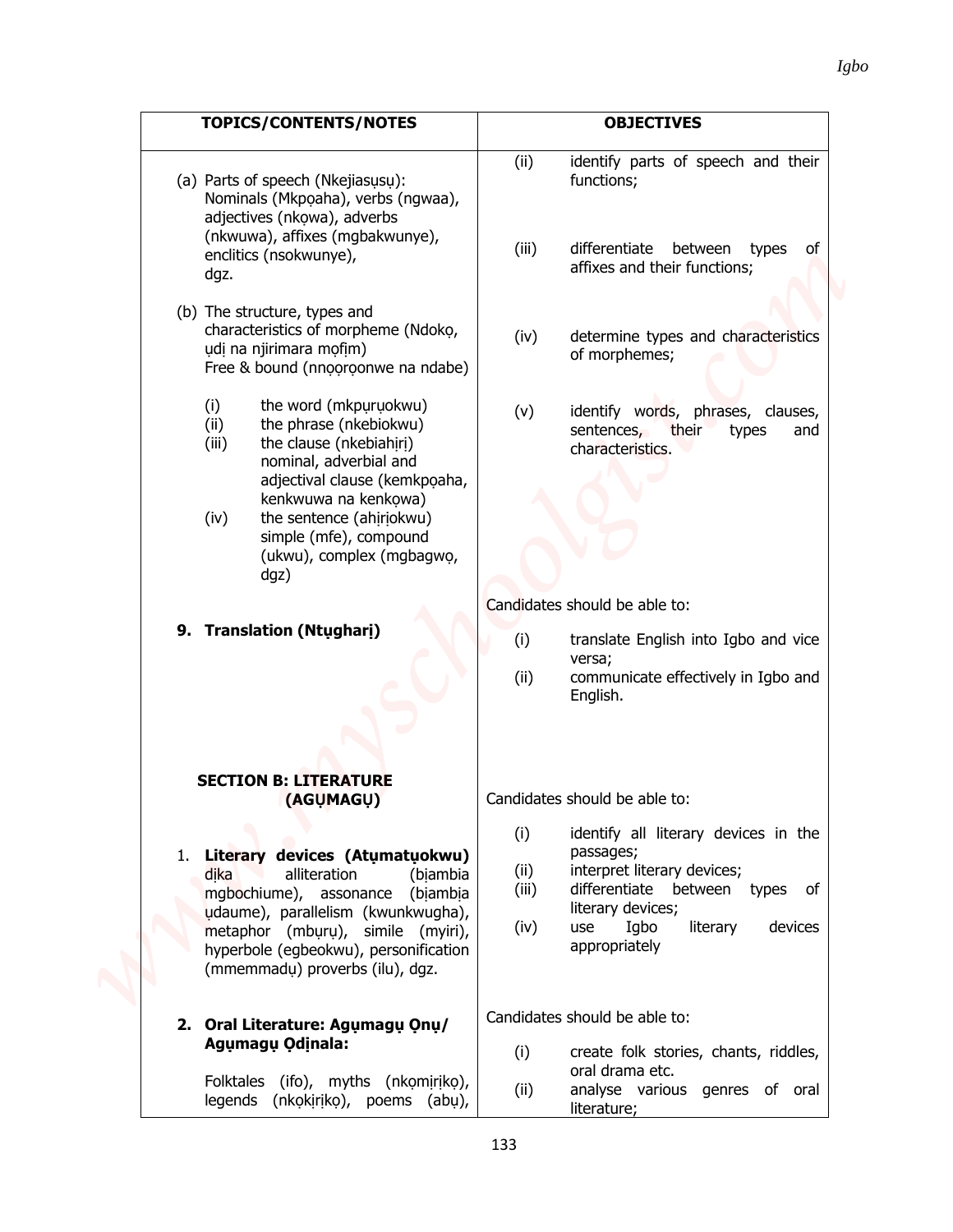| TOPICS/CONTENTS/NOTES | OBJECTIVES |
|---|---|
| (a) Parts of speech (Nkejiasụsụ): Nominals (Mkpọaha), verbs (ngwaa), adjectives (nkọwa), adverbs (nkwuwa), affixes (mgbakwunye), enclitics (nsokwunye), dgz.<br><br>(b) The structure, types and characteristics of morpheme (Ndokọ, ụdị na njirimara mọfịm) Free & bound (nnọọrọonwe na ndabe)<br><br>(i) the word (mkpụrụokwu)<br>(ii) the phrase (nkebiokwu)<br>(iii) the clause (nkebiahịrị) nominal, adverbial and adjectival clause (kemkpọaha, kenkwuwa na kenkọwa)<br>(iv) the sentence (ahịrịokwu) simple (mfe), compound (ukwu), complex (mgbagwọ, dgz) | (ii) identify parts of speech and their functions;<br><br>(iii) differentiate between types of affixes and their functions;<br><br>(iv) determine types and characteristics of morphemes;<br><br>(v) identify words, phrases, clauses, sentences, their types and characteristics. |
| **9. Translation (Ntụgharị)** | Candidates should be able to:<br><br>(i) translate English into Igbo and vice versa;<br>(ii) communicate effectively in Igbo and English. |
| **SECTION B: LITERATURE (AGỤMAGỤ)** | Candidates should be able to: |
| 1. **Literary devices (Atụmatụokwu)** dịka alliteration (bịambia mgbochiume), assonance (bịambịa ụdaume), parallelism (kwunkwugha), metaphor (mbụrụ), simile (myiri), hyperbole (egbeokwu), personification (mmemmadụ) proverbs (ilu), dgz. | (i) identify all literary devices in the passages;<br>(ii) interpret literary devices;<br>(iii) differentiate between types of literary devices;<br>(iv) use Igbo literary devices appropriately |
| **2. Oral Literature: Agụmagụ Ọnụ/ Agụmagụ Ọdịnala:**<br><br>Folktales (ifo), myths (nkọmịrịkọ), legends (nkọkịrịkọ), poems (abụ), | Candidates should be able to:<br><br>(i) create folk stories, chants, riddles, oral drama etc.<br>(ii) analyse various genres of oral literature; |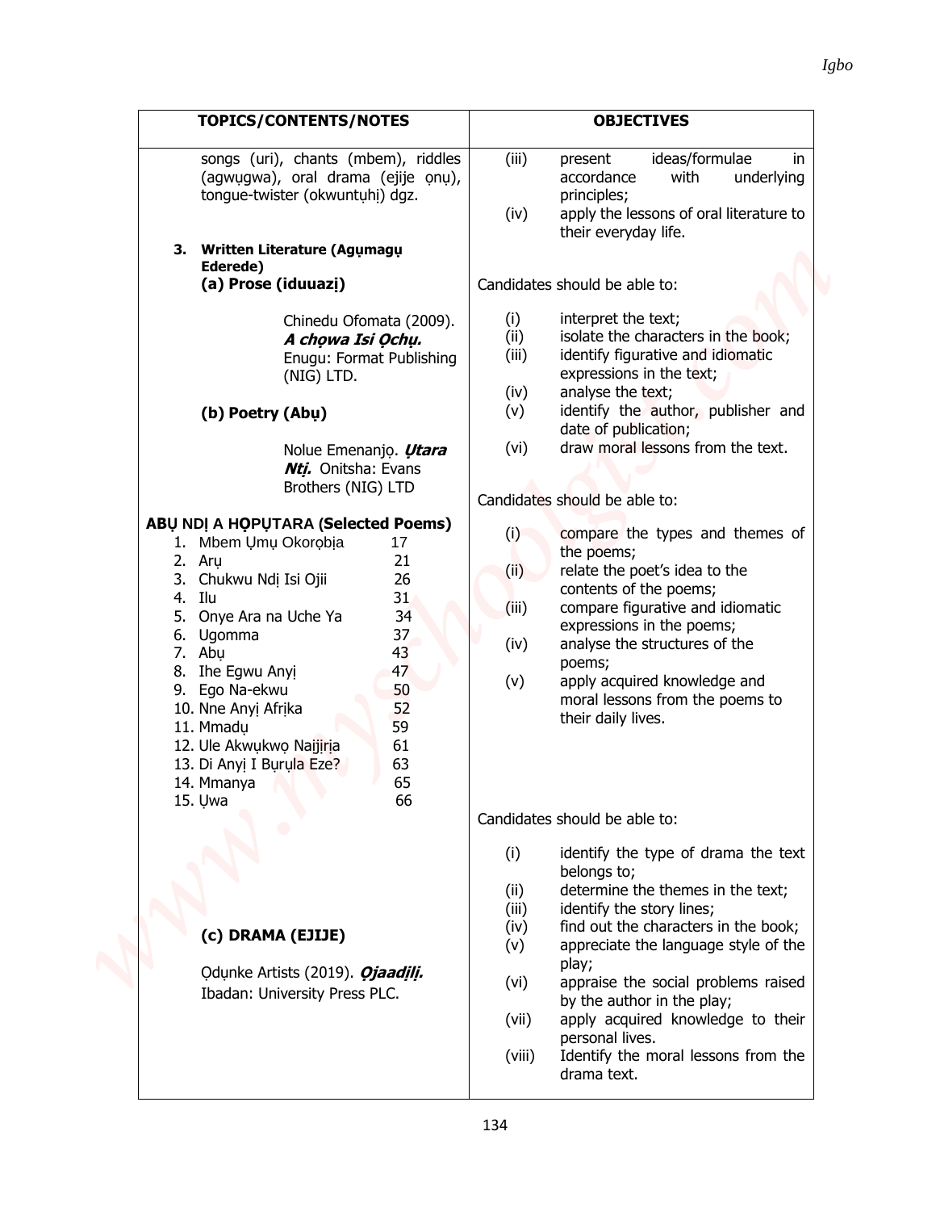| TOPICS/CONTENTS/NOTES | OBJECTIVES |
|---|---|
| songs (uri), chants (mbem), riddles (agwụgwa), oral drama (ejije ọnụ), tongue-twister (okwuntụhị) dgz. | (iii) present ideas/formulae in accordance with underlying principles;<br>(iv) apply the lessons of oral literature to their everyday life. |
| **3. Written Literature (Agụmagụ Ederede)**<br>**(a) Prose (iduuazị)**<br><br>Chinedu Ofomata (2009). ***A chọwa Isi Ọchụ.*** Enugu: Format Publishing (NIG) LTD. | Candidates should be able to:<br><br>(i) interpret the text;<br>(ii) isolate the characters in the book;<br>(iii) identify figurative and idiomatic expressions in the text;<br>(iv) analyse the text;<br>(v) identify the author, publisher and date of publication;<br>(vi) draw moral lessons from the text. |
| **(b) Poetry (Abụ)**<br><br>Nolue Emenanjọ. ***Ụtara Nṭị.*** Onitsha: Evans Brothers (NIG) LTD<br><br>**ABỤ NDỊ A HỌPỤTARA (Selected Poems)**<br>1. Mbem Ụmụ Okorọbịa 17<br>2. Arụ 21<br>3. Chukwu Ndị Isi Ojii 26<br>4. Ilu 31<br>5. Onye Ara na Uche Ya 34<br>6. Ugomma 37<br>7. Abụ 43<br>8. Ihe Egwu Anyị 47<br>9. Ego Na-ekwu 50<br>10. Nne Anyị Afrịka 52<br>11. Mmadụ 59<br>12. Ule Akwụkwọ Naịjịrịa 61<br>13. Di Anyị I Bụrụla Eze? 63<br>14. Mmanya 65<br>15. Ụwa 66 | Candidates should be able to:<br><br>(i) compare the types and themes of the poems;<br>(ii) relate the poet's idea to the contents of the poems;<br>(iii) compare figurative and idiomatic expressions in the poems;<br>(iv) analyse the structures of the poems;<br>(v) apply acquired knowledge and moral lessons from the poems to their daily lives. |
| **(c) DRAMA (EJIJE)**<br><br>Ọdụnke Artists (2019). ***Ọjaadịlị.*** Ibadan: University Press PLC. | Candidates should be able to:<br><br>(i) identify the type of drama the text belongs to;<br>(ii) determine the themes in the text;<br>(iii) identify the story lines;<br>(iv) find out the characters in the book;<br>(v) appreciate the language style of the play;<br>(vi) appraise the social problems raised by the author in the play;<br>(vii) apply acquired knowledge to their personal lives.<br>(viii) Identify the moral lessons from the drama text. |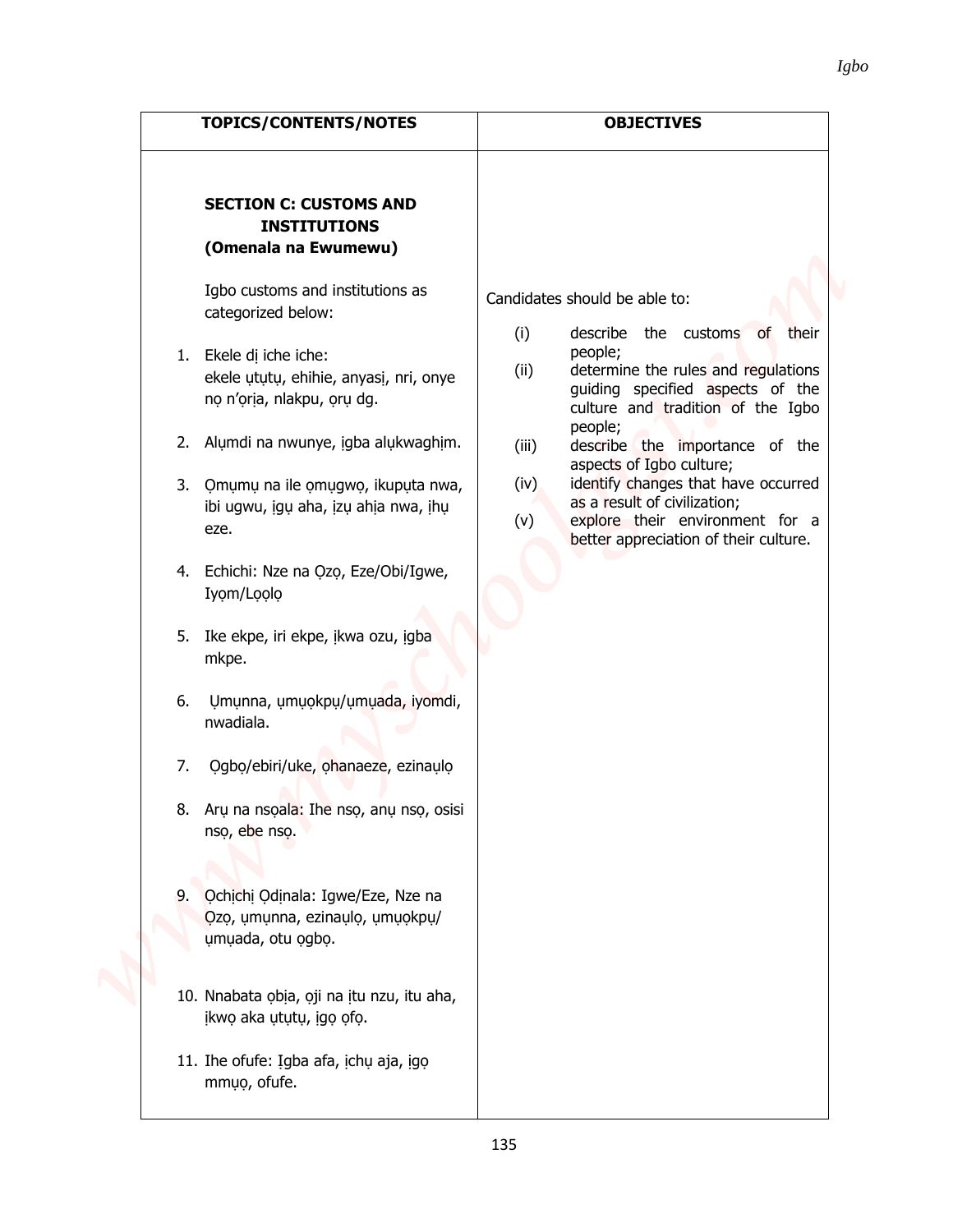| TOPICS/CONTENTS/NOTES | OBJECTIVES |
|---|---|
| **SECTION C: CUSTOMS AND INSTITUTIONS (Omenala na Ewumewu)**<br><br>Igbo customs and institutions as categorized below:<br><br>1. Ekele dị iche iche: ekele ụtụtụ, ehihie, anyasị, nri, onye nọ n'ọrịa, nlakpu, ọrụ dg.<br><br>2. Alụmdi na nwunye, ịgba alụkwaghịm.<br><br>3. Ọmụmụ na ile ọmụgwọ, ikupụta nwa, ibi ugwu, ịgụ aha, ịzụ ahịa nwa, ịhụ eze.<br><br>4. Echichi: Nze na Ọzọ, Eze/Obi/Igwe, Iyọm/Lọọlọ<br><br>5. Ike ekpe, iri ekpe, ịkwa ozu, ịgba mkpe.<br><br>6. Ụmụnna, ụmụọkpụ/ụmụada, iyomdi, nwadiala.<br><br>7. Ọgbọ/ebiri/uke, ọhanaeze, ezinaụlọ<br><br>8. Arụ na nsọala: Ihe nsọ, anụ nsọ, osisi nsọ, ebe nsọ.<br><br>9. Ọchịchị Ọdịnala: Igwe/Eze, Nze na Ọzọ, ụmụnna, ezinaụlọ, ụmụọkpụ/ ụmụada, otu ọgbọ.<br><br>10. Nnabata ọbịa, ọji na ịtu nzu, itu aha, ịkwọ aka ụtụtụ, ịgọ ọfọ.<br><br>11. Ihe ofufe: Ịgba afa, ịchụ aja, ịgọ mmụọ, ofufe. | Candidates should be able to:<br><br>(i) describe the customs of their people;<br>(ii) determine the rules and regulations guiding specified aspects of the culture and tradition of the Igbo people;<br>(iii) describe the importance of the aspects of Igbo culture;<br>(iv) identify changes that have occurred as a result of civilization;<br>(v) explore their environment for a better appreciation of their culture. |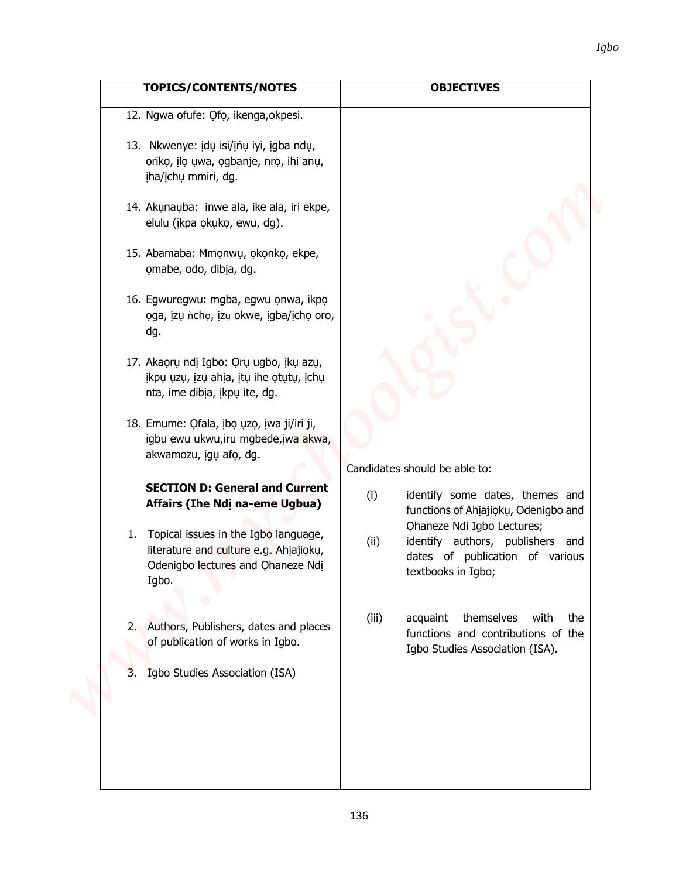| TOPICS/CONTENTS/NOTES | OBJECTIVES |
|---|---|
| 12. Ngwa ofufe: Ọfọ, ikenga,okpesi.<br><br>13. Nkwenye: ịdụ isi/ịṅụ iyi, ịgba ndụ, orikọ, ịlọ ụwa, ọgbanje, nrọ, ihi anụ, ịha/ịchụ mmiri, dg.<br><br>14. Akụnaụba: inwe ala, ike ala, iri ekpe, elulu (ịkpa ọkụkọ, ewu, dg).<br><br>15. Abamaba: Mmọnwụ, ọkọnkọ, ekpe, ọmabe, odo, dibịa, dg.<br><br>16. Egwuregwu: mgba, egwu ọnwa, ikpọ ọga, ịzụ ṅchọ, ịzụ okwe, ịgba/ịchọ oro, dg.<br><br>17. Akaọrụ ndị Igbo: Ọrụ ugbo, ịkụ azụ, ịkpụ ụzụ, ịzụ ahịa, ịtụ ihe ọtụtụ, ịchụ nta, ime dibịa, ịkpụ ite, dg.<br><br>18. Emume: Ọfala, ịbọ ụzọ, ịwa ji/iri ji, igbu ewu ukwu,iru mgbede,ịwa akwa, akwamozu, ịgụ afọ, dg. | |
| **SECTION D: General and Current Affairs (Ihe Ndị na-eme Ugbua)**<br><br>1. Topical issues in the Igbo language, literature and culture e.g. Ahịajiọkụ, Odenigbo lectures and Ọhaneze Ndị Igbo.<br><br>2. Authors, Publishers, dates and places of publication of works in Igbo.<br><br>3. Igbo Studies Association (ISA) | Candidates should be able to:<br><br>(i) identify some dates, themes and functions of Ahịajiọkụ, Odenigbo and Ọhaneze Ndi Igbo Lectures;<br>(ii) identify authors, publishers and dates of publication of various textbooks in Igbo;<br><br>(iii) acquaint themselves with the functions and contributions of the Igbo Studies Association (ISA). |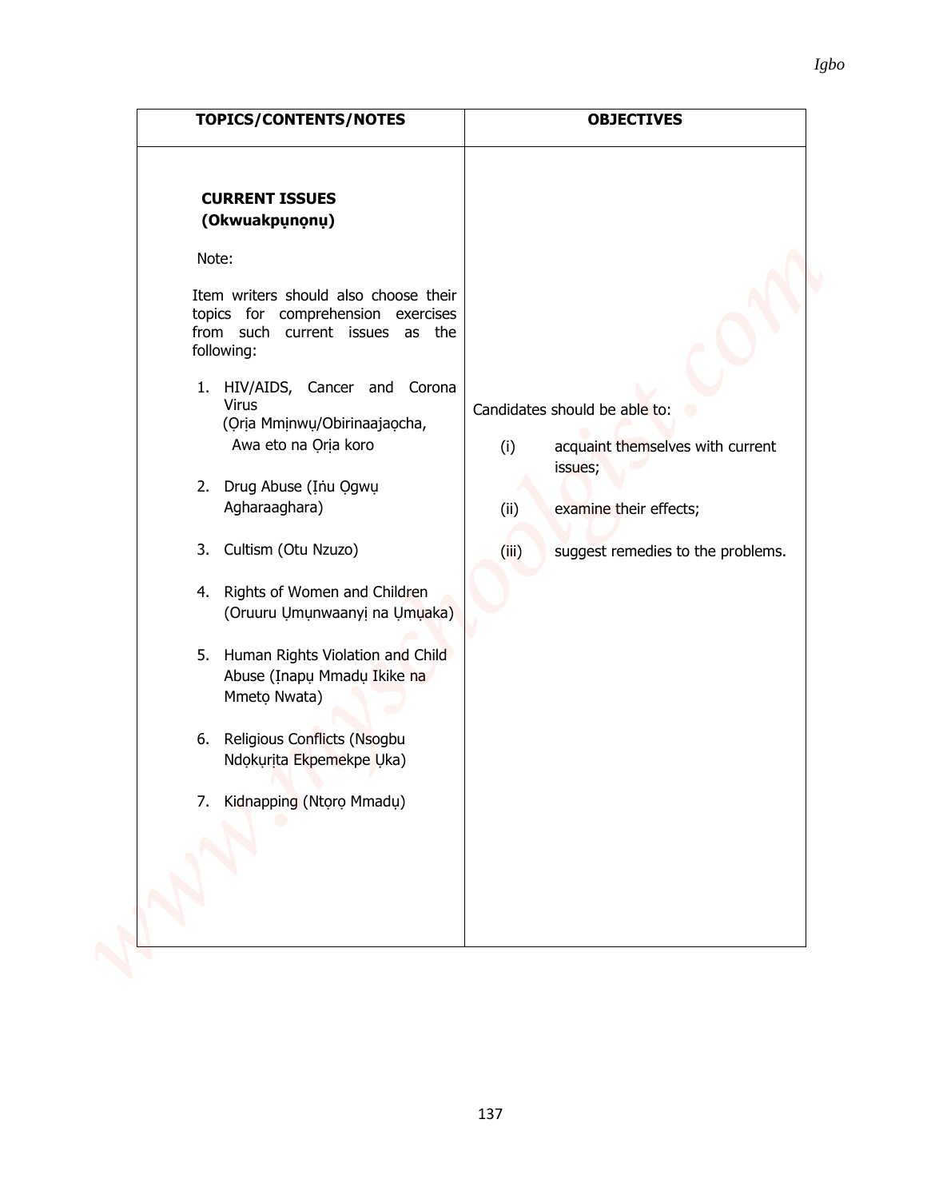| TOPICS/CONTENTS/NOTES | OBJECTIVES |
| --- | --- |
| **CURRENT ISSUES (Okwuakpụnọnụ)**<br><br>Note:<br><br>Item writers should also choose their topics for comprehension exercises from such current issues as the following:<br><br>1. HIV/AIDS, Cancer and Corona Virus (Ọrịa Mmịnwụ/Obirinaajaọcha, Awa eto na Ọrịa koro<br>2. Drug Abuse (Ịṅu Ọgwụ Agharaaghara)<br>3. Cultism (Otu Nzuzo)<br>4. Rights of Women and Children (Oruuru Ụmụnwaanyị na Ụmụaka)<br>5. Human Rights Violation and Child Abuse (Ịnapụ Mmadụ Ikike na Mmetọ Nwata)<br>6. Religious Conflicts (Nsogbu Ndọkụrịta Ekpemekpe Ụka)<br>7. Kidnapping (Ntọrọ Mmadụ) | Candidates should be able to:<br><br>(i) acquaint themselves with current issues;<br><br>(ii) examine their effects;<br><br>(iii) suggest remedies to the problems. |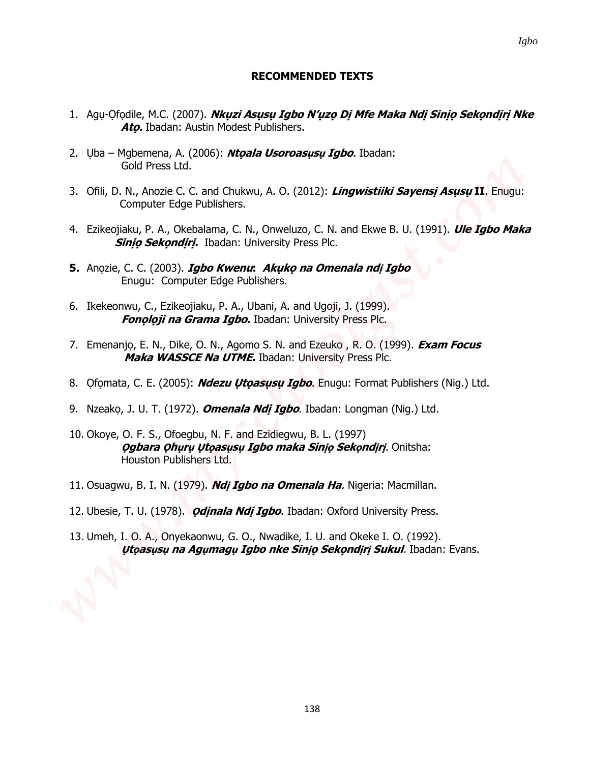## RECOMMENDED TEXTS

1. Agụ-Ọfọdile, M.C. (2007). ***Nkụzi Asụsụ Igbo N'ụzọ Dị Mfe Maka Ndị Siniọ Sekọndịrị Nke Atọ.*** Ibadan: Austin Modest Publishers.

2. Ụba – Mgbemena, A. (2006): ***Ntọala Usoroasụsụ Igbo***. Ibadan: Gold Press Ltd.

3. Ofili, D. N., Anozie C. C. and Chukwu, A. O. (2012): ***Lingwistiiki Sayensị Asụsụ* II**. Enugu: Computer Edge Publishers.

4. Ezikeojiaku, P. A., Okebalama, C. N., Onweluzo, C. N. and Ekwe B. U. (1991). ***Ule Igbo Maka Siniọ Sekọndịrị.*** Ibadan: University Press Plc.

5. Anọzie, C. C. (2003). ***Igbo Kwenu*: *Akụkọ na Omenala ndị Igbo*** Enugu: Computer Edge Publishers.

6. Ikekeonwu, C., Ezikeojiaku, P. A., Ubani, A. and Ugoji, J. (1999). ***Fonọlọji na Grama Igbo***. Ibadan: University Press Plc.

7. Emenanjọ, E. N., Dike, O. N., Agomo S. N. and Ezeuko , R. O. (1999). ***Exam Focus Maka WASSCE Na UTME.*** Ibadan: University Press Plc.

8. Ọfọmata, C. E. (2005): ***Ndezu Ụtọasụsụ Igbo***. Enugu: Format Publishers (Nig.) Ltd.

9. Nzeakọ, J. U. T. (1972). ***Omenala Ndị Igbo***. Ibadan: Longman (Nig.) Ltd.

10. Okoye, O. F. S., Ofoegbu, N. F. and Ezidiegwu, B. L. (1997) ***Ọgbara Ọhụrụ Ụtọasụsụ Igbo maka Siniọ Sekọndịrị.*** Onitsha: Houston Publishers Ltd.

11. Osuagwu, B. I. N. (1979). ***Ndị Igbo na Omenala Ha.*** Nigeria: Macmillan.

12. Ubesie, T. U. (1978). ***Ọdịnala Ndị Igbo***. Ibadan: Oxford University Press.

13. Umeh, I. O. A., Onyekaonwu, G. O., Nwadike, I. U. and Okeke I. O. (1992). ***Ụtọasụsụ na Agụmagụ Igbo nke Siniọ Sekọndịrị Sukul***. Ibadan: Evans.